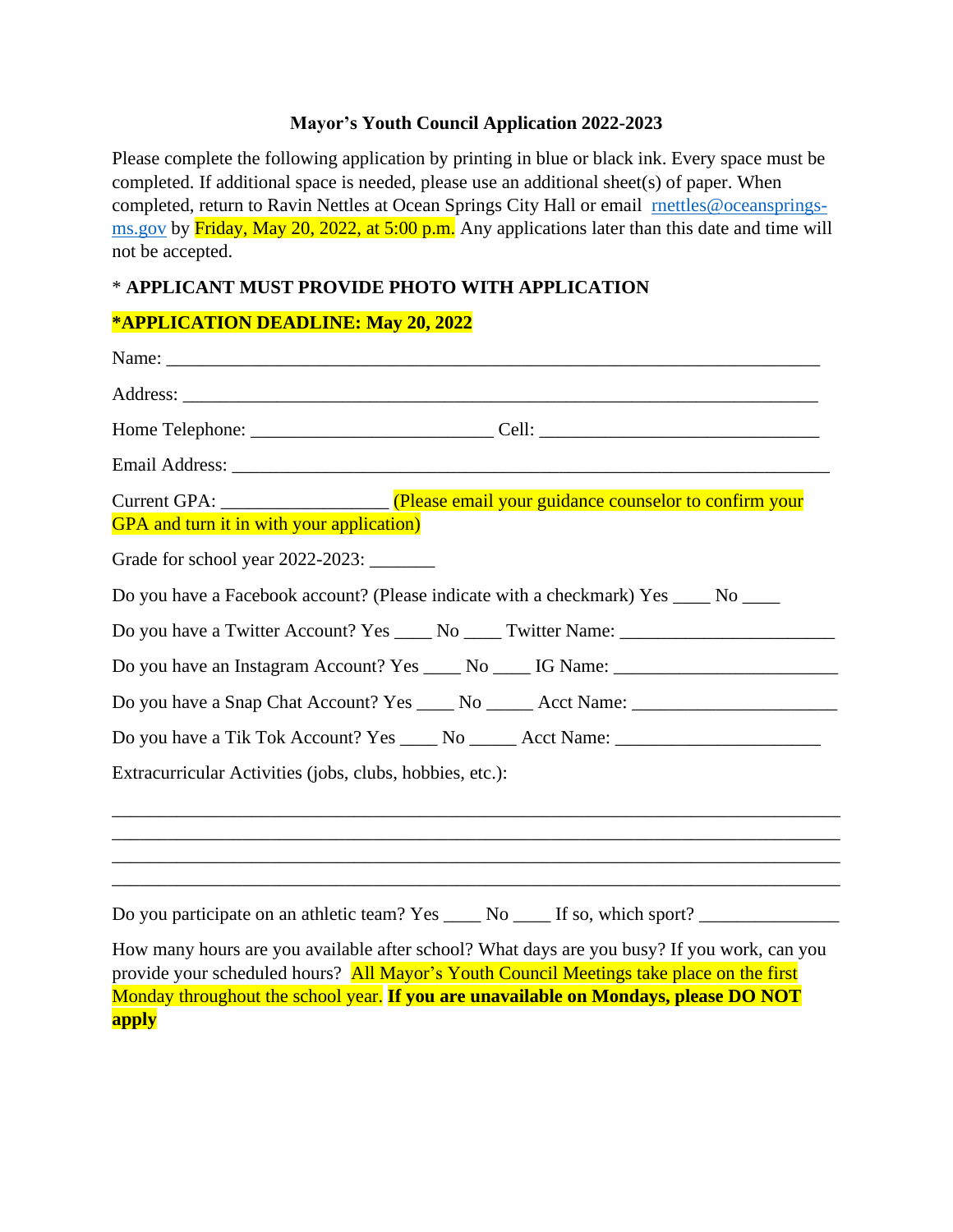**Mayor's Youth Council Application 2022-2023**

Please complete the following application by printing in blue or black ink. Every space must be completed. If additional space is needed, please use an additional sheet(s) of paper. When completed, return to Ravin Nettles at Ocean Springs City Hall or email rnettles@oceansprings-ms.gov by Friday, May 20, 2022, at 5:00 p.m. Any applications later than this date and time will not be accepted.

\* **APPLICANT MUST PROVIDE PHOTO WITH APPLICATION**

***APPLICATION DEADLINE: May 20, 2022**

Name: ___________________________________________________________________________

Address: _________________________________________________________________________

Home Telephone: ___________________________ Cell: _______________________________

Email Address: ____________________________________________________________________

Current GPA: __________________ (Please email your guidance counselor to confirm your GPA and turn it in with your application)

Grade for school year 2022-2023: _______

Do you have a Facebook account? (Please indicate with a checkmark) Yes ____ No ____

Do you have a Twitter Account? Yes ____ No ____ Twitter Name: _______________________

Do you have an Instagram Account? Yes ____ No ____ IG Name: ________________________

Do you have a Snap Chat Account? Yes ____ No _____ Acct Name: ______________________

Do you have a Tik Tok Account? Yes ____ No _____ Acct Name: ______________________

Extracurricular Activities (jobs, clubs, hobbies, etc.):

_________________________________________________________________________________
_________________________________________________________________________________
_________________________________________________________________________________
_________________________________________________________________________________

Do you participate on an athletic team? Yes ____ No ____ If so, which sport? _______________

How many hours are you available after school? What days are you busy? If you work, can you provide your scheduled hours? All Mayor's Youth Council Meetings take place on the first Monday throughout the school year. **If you are unavailable on Mondays, please DO NOT apply**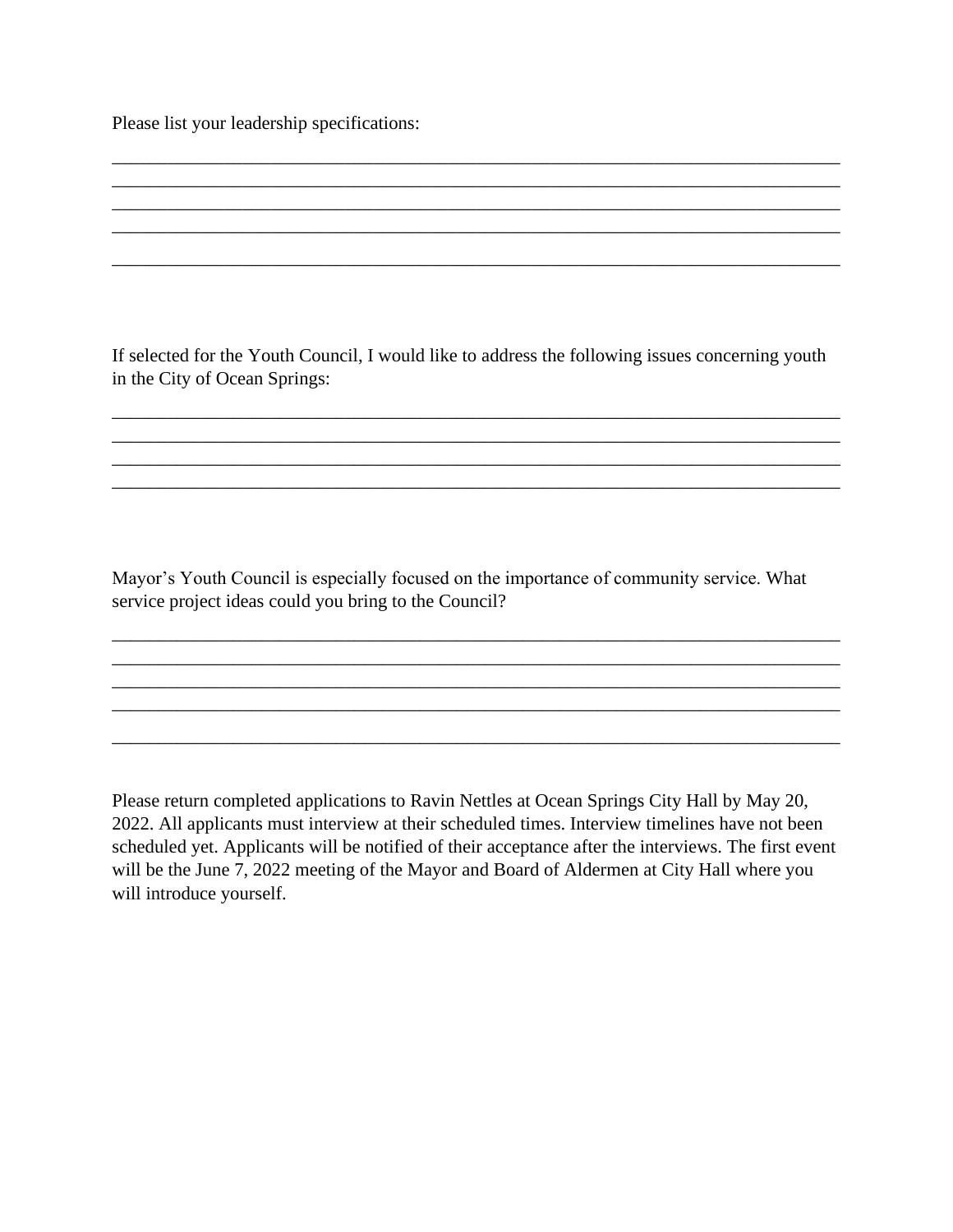Please list your leadership specifications:

_______________________________________________________________________________
_______________________________________________________________________________
_______________________________________________________________________________
_______________________________________________________________________________

_______________________________________________________________________________

If selected for the Youth Council, I would like to address the following issues concerning youth in the City of Ocean Springs:

_______________________________________________________________________________
_______________________________________________________________________________
_______________________________________________________________________________
_______________________________________________________________________________

Mayor's Youth Council is especially focused on the importance of community service. What service project ideas could you bring to the Council?

_______________________________________________________________________________
_______________________________________________________________________________
_______________________________________________________________________________
_______________________________________________________________________________

_______________________________________________________________________________

Please return completed applications to Ravin Nettles at Ocean Springs City Hall by May 20, 2022. All applicants must interview at their scheduled times. Interview timelines have not been scheduled yet. Applicants will be notified of their acceptance after the interviews. The first event will be the June 7, 2022 meeting of the Mayor and Board of Aldermen at City Hall where you will introduce yourself.